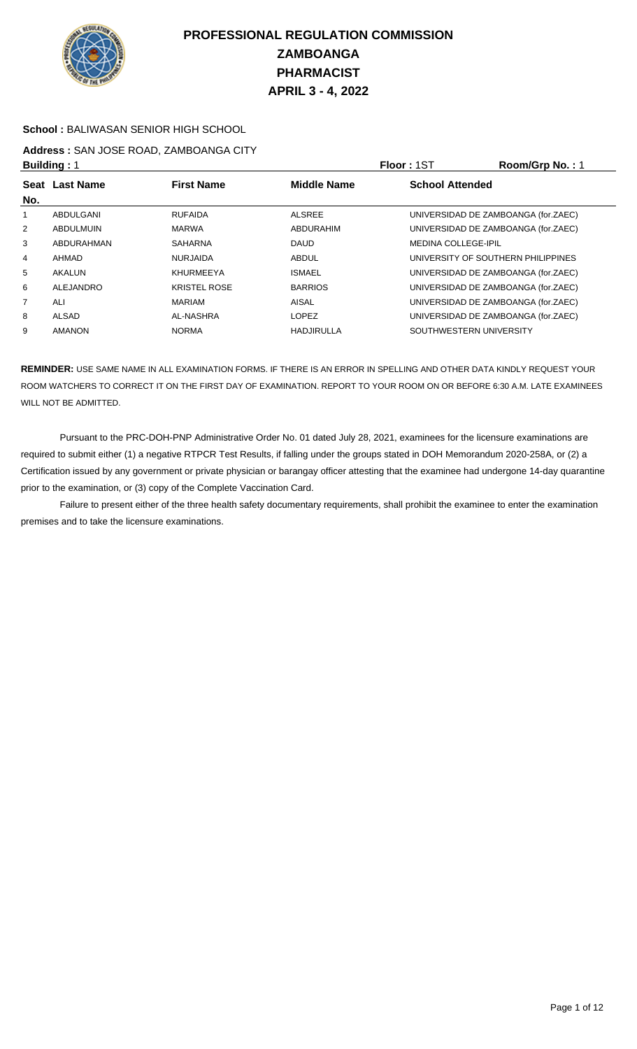# PROFESSIONAL REGULATION COMMISSION
# ZAMBOANGA
# PHARMACIST
# APRIL 3 - 4, 2022

**School :** BALIWASAN SENIOR HIGH SCHOOL

**Address :** SAN JOSE ROAD, ZAMBOANGA CITY

**Building :** 1 **Floor :** 1ST **Room/Grp No. :** 1

| Seat No. | Last Name | First Name | Middle Name | School Attended |
|---|---|---|---|---|
| 1 | ABDULGANI | RUFAIDA | ALSREE | UNIVERSIDAD DE ZAMBOANGA (for.ZAEC) |
| 2 | ABDULMUIN | MARWA | ABDURAHIM | UNIVERSIDAD DE ZAMBOANGA (for.ZAEC) |
| 3 | ABDURAHMAN | SAHARNA | DAUD | MEDINA COLLEGE-IPIL |
| 4 | AHMAD | NURJAIDA | ABDUL | UNIVERSITY OF SOUTHERN PHILIPPINES |
| 5 | AKALUN | KHURMEEYA | ISMAEL | UNIVERSIDAD DE ZAMBOANGA (for.ZAEC) |
| 6 | ALEJANDRO | KRISTEL ROSE | BARRIOS | UNIVERSIDAD DE ZAMBOANGA (for.ZAEC) |
| 7 | ALI | MARIAM | AISAL | UNIVERSIDAD DE ZAMBOANGA (for.ZAEC) |
| 8 | ALSAD | AL-NASHRA | LOPEZ | UNIVERSIDAD DE ZAMBOANGA (for.ZAEC) |
| 9 | AMANON | NORMA | HADJIRULLA | SOUTHWESTERN UNIVERSITY |

**REMINDER:** USE SAME NAME IN ALL EXAMINATION FORMS. IF THERE IS AN ERROR IN SPELLING AND OTHER DATA KINDLY REQUEST YOUR ROOM WATCHERS TO CORRECT IT ON THE FIRST DAY OF EXAMINATION. REPORT TO YOUR ROOM ON OR BEFORE 6:30 A.M. LATE EXAMINEES WILL NOT BE ADMITTED.

Pursuant to the PRC-DOH-PNP Administrative Order No. 01 dated July 28, 2021, examinees for the licensure examinations are required to submit either (1) a negative RTPCR Test Results, if falling under the groups stated in DOH Memorandum 2020-258A, or (2) a Certification issued by any government or private physician or barangay officer attesting that the examinee had undergone 14-day quarantine prior to the examination, or (3) copy of the Complete Vaccination Card.

Failure to present either of the three health safety documentary requirements, shall prohibit the examinee to enter the examination premises and to take the licensure examinations.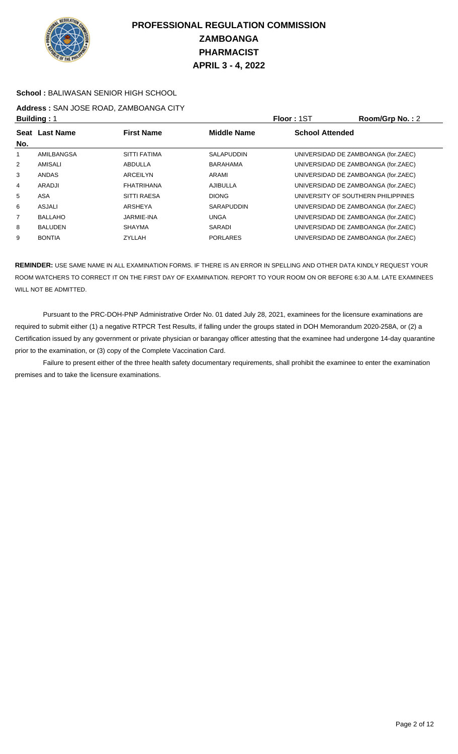# PROFESSIONAL REGULATION COMMISSION
## ZAMBOANGA
## PHARMACIST
## APRIL 3 - 4, 2022

**School :** BALIWASAN SENIOR HIGH SCHOOL

**Address :** SAN JOSE ROAD, ZAMBOANGA CITY

**Building :** 1 **Floor :** 1ST **Room/Grp No. :** 2

| Seat No. | Last Name | First Name | Middle Name | School Attended |
|---|---|---|---|---|
| 1 | AMILBANGSA | SITTI FATIMA | SALAPUDDIN | UNIVERSIDAD DE ZAMBOANGA (for.ZAEC) |
| 2 | AMISALI | ABDULLA | BARAHAMA | UNIVERSIDAD DE ZAMBOANGA (for.ZAEC) |
| 3 | ANDAS | ARCEILYN | ARAMI | UNIVERSIDAD DE ZAMBOANGA (for.ZAEC) |
| 4 | ARADJI | FHATRIHANA | AJIBULLA | UNIVERSIDAD DE ZAMBOANGA (for.ZAEC) |
| 5 | ASA | SITTI RAESA | DIONG | UNIVERSITY OF SOUTHERN PHILIPPINES |
| 6 | ASJALI | ARSHEYA | SARAPUDDIN | UNIVERSIDAD DE ZAMBOANGA (for.ZAEC) |
| 7 | BALLAHO | JARMIE-INA | UNGA | UNIVERSIDAD DE ZAMBOANGA (for.ZAEC) |
| 8 | BALUDEN | SHAYMA | SARADI | UNIVERSIDAD DE ZAMBOANGA (for.ZAEC) |
| 9 | BONTIA | ZYLLAH | PORLARES | UNIVERSIDAD DE ZAMBOANGA (for.ZAEC) |

**REMINDER:** USE SAME NAME IN ALL EXAMINATION FORMS. IF THERE IS AN ERROR IN SPELLING AND OTHER DATA KINDLY REQUEST YOUR ROOM WATCHERS TO CORRECT IT ON THE FIRST DAY OF EXAMINATION. REPORT TO YOUR ROOM ON OR BEFORE 6:30 A.M. LATE EXAMINEES WILL NOT BE ADMITTED.

Pursuant to the PRC-DOH-PNP Administrative Order No. 01 dated July 28, 2021, examinees for the licensure examinations are required to submit either (1) a negative RTPCR Test Results, if falling under the groups stated in DOH Memorandum 2020-258A, or (2) a Certification issued by any government or private physician or barangay officer attesting that the examinee had undergone 14-day quarantine prior to the examination, or (3) copy of the Complete Vaccination Card.

Failure to present either of the three health safety documentary requirements, shall prohibit the examinee to enter the examination premises and to take the licensure examinations.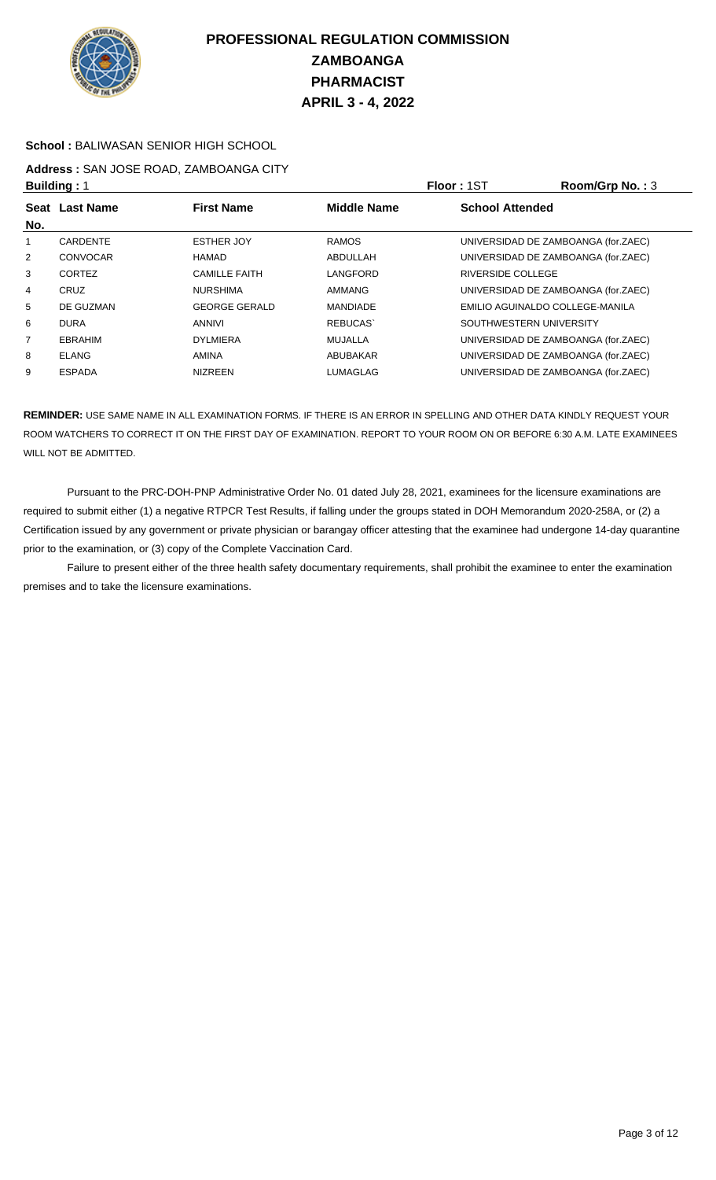# PROFESSIONAL REGULATION COMMISSION
## ZAMBOANGA
## PHARMACIST
## APRIL 3 - 4, 2022

**School :** BALIWASAN SENIOR HIGH SCHOOL

**Address :** SAN JOSE ROAD, ZAMBOANGA CITY

**Building :** 1 **Floor :** 1ST **Room/Grp No. :** 3

| Seat No. | Last Name | First Name | Middle Name | School Attended |
|---|---|---|---|---|
| 1 | CARDENTE | ESTHER JOY | RAMOS | UNIVERSIDAD DE ZAMBOANGA (for.ZAEC) |
| 2 | CONVOCAR | HAMAD | ABDULLAH | UNIVERSIDAD DE ZAMBOANGA (for.ZAEC) |
| 3 | CORTEZ | CAMILLE FAITH | LANGFORD | RIVERSIDE COLLEGE |
| 4 | CRUZ | NURSHIMA | AMMANG | UNIVERSIDAD DE ZAMBOANGA (for.ZAEC) |
| 5 | DE GUZMAN | GEORGE GERALD | MANDIADE | EMILIO AGUINALDO COLLEGE-MANILA |
| 6 | DURA | ANNIVI | REBUCAS` | SOUTHWESTERN UNIVERSITY |
| 7 | EBRAHIM | DYLMIERA | MUJALLA | UNIVERSIDAD DE ZAMBOANGA (for.ZAEC) |
| 8 | ELANG | AMINA | ABUBAKAR | UNIVERSIDAD DE ZAMBOANGA (for.ZAEC) |
| 9 | ESPADA | NIZREEN | LUMAGLAG | UNIVERSIDAD DE ZAMBOANGA (for.ZAEC) |

**REMINDER:** USE SAME NAME IN ALL EXAMINATION FORMS. IF THERE IS AN ERROR IN SPELLING AND OTHER DATA KINDLY REQUEST YOUR ROOM WATCHERS TO CORRECT IT ON THE FIRST DAY OF EXAMINATION. REPORT TO YOUR ROOM ON OR BEFORE 6:30 A.M. LATE EXAMINEES WILL NOT BE ADMITTED.

Pursuant to the PRC-DOH-PNP Administrative Order No. 01 dated July 28, 2021, examinees for the licensure examinations are required to submit either (1) a negative RTPCR Test Results, if falling under the groups stated in DOH Memorandum 2020-258A, or (2) a Certification issued by any government or private physician or barangay officer attesting that the examinee had undergone 14-day quarantine prior to the examination, or (3) copy of the Complete Vaccination Card.

Failure to present either of the three health safety documentary requirements, shall prohibit the examinee to enter the examination premises and to take the licensure examinations.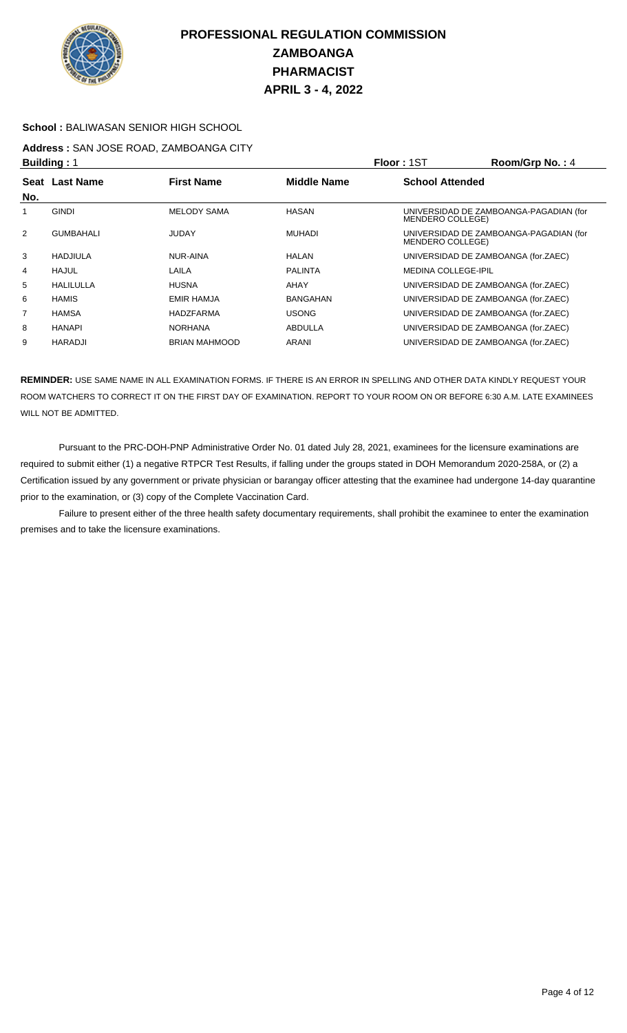# PROFESSIONAL REGULATION COMMISSION
# ZAMBOANGA
# PHARMACIST
# APRIL 3 - 4, 2022

**School :** BALIWASAN SENIOR HIGH SCHOOL

**Address :** SAN JOSE ROAD, ZAMBOANGA CITY

**Building :** 1 **Floor :** 1ST **Room/Grp No. :** 4

| Seat No. | Last Name | First Name | Middle Name | School Attended |
|---|---|---|---|---|
| 1 | GINDI | MELODY SAMA | HASAN | UNIVERSIDAD DE ZAMBOANGA-PAGADIAN (for MENDERO COLLEGE) |
| 2 | GUMBAHALI | JUDAY | MUHADI | UNIVERSIDAD DE ZAMBOANGA-PAGADIAN (for MENDERO COLLEGE) |
| 3 | HADJIULA | NUR-AINA | HALAN | UNIVERSIDAD DE ZAMBOANGA (for.ZAEC) |
| 4 | HAJUL | LAILA | PALINTA | MEDINA COLLEGE-IPIL |
| 5 | HALILULLA | HUSNA | AHAY | UNIVERSIDAD DE ZAMBOANGA (for.ZAEC) |
| 6 | HAMIS | EMIR HAMJA | BANGAHAN | UNIVERSIDAD DE ZAMBOANGA (for.ZAEC) |
| 7 | HAMSA | HADZFARMA | USONG | UNIVERSIDAD DE ZAMBOANGA (for.ZAEC) |
| 8 | HANAPI | NORHANA | ABDULLA | UNIVERSIDAD DE ZAMBOANGA (for.ZAEC) |
| 9 | HARADJI | BRIAN MAHMOOD | ARANI | UNIVERSIDAD DE ZAMBOANGA (for.ZAEC) |

**REMINDER:** USE SAME NAME IN ALL EXAMINATION FORMS. IF THERE IS AN ERROR IN SPELLING AND OTHER DATA KINDLY REQUEST YOUR ROOM WATCHERS TO CORRECT IT ON THE FIRST DAY OF EXAMINATION. REPORT TO YOUR ROOM ON OR BEFORE 6:30 A.M. LATE EXAMINEES WILL NOT BE ADMITTED.

Pursuant to the PRC-DOH-PNP Administrative Order No. 01 dated July 28, 2021, examinees for the licensure examinations are required to submit either (1) a negative RTPCR Test Results, if falling under the groups stated in DOH Memorandum 2020-258A, or (2) a Certification issued by any government or private physician or barangay officer attesting that the examinee had undergone 14-day quarantine prior to the examination, or (3) copy of the Complete Vaccination Card.

Failure to present either of the three health safety documentary requirements, shall prohibit the examinee to enter the examination premises and to take the licensure examinations.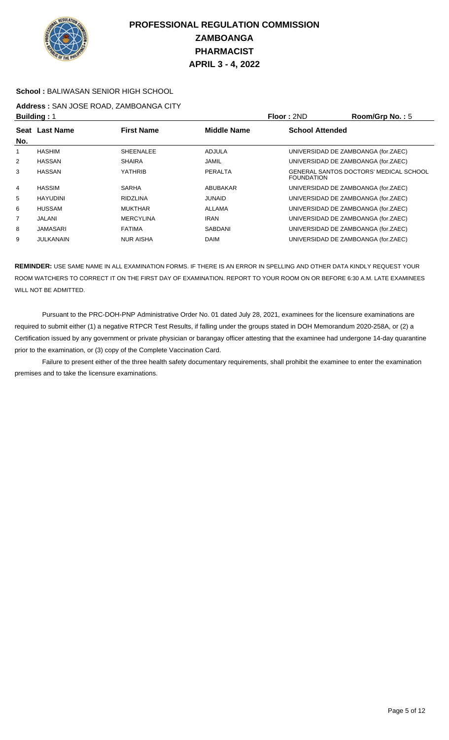# PROFESSIONAL REGULATION COMMISSION
# ZAMBOANGA
# PHARMACIST
# APRIL 3 - 4, 2022

**School :** BALIWASAN SENIOR HIGH SCHOOL

**Address :** SAN JOSE ROAD, ZAMBOANGA CITY

**Building :** 1 **Floor :** 2ND **Room/Grp No. :** 5

| Seat No. | Last Name | First Name | Middle Name | School Attended |
|---|---|---|---|---|
| 1 | HASHIM | SHEENALEE | ADJULA | UNIVERSIDAD DE ZAMBOANGA (for.ZAEC) |
| 2 | HASSAN | SHAIRA | JAMIL | UNIVERSIDAD DE ZAMBOANGA (for.ZAEC) |
| 3 | HASSAN | YATHRIB | PERALTA | GENERAL SANTOS DOCTORS' MEDICAL SCHOOL FOUNDATION |
| 4 | HASSIM | SARHA | ABUBAKAR | UNIVERSIDAD DE ZAMBOANGA (for.ZAEC) |
| 5 | HAYUDINI | RIDZLINA | JUNAID | UNIVERSIDAD DE ZAMBOANGA (for.ZAEC) |
| 6 | HUSSAM | MUKTHAR | ALLAMA | UNIVERSIDAD DE ZAMBOANGA (for.ZAEC) |
| 7 | JALANI | MERCYLINA | IRAN | UNIVERSIDAD DE ZAMBOANGA (for.ZAEC) |
| 8 | JAMASARI | FATIMA | SABDANI | UNIVERSIDAD DE ZAMBOANGA (for.ZAEC) |
| 9 | JULKANAIN | NUR AISHA | DAIM | UNIVERSIDAD DE ZAMBOANGA (for.ZAEC) |

**REMINDER:** USE SAME NAME IN ALL EXAMINATION FORMS. IF THERE IS AN ERROR IN SPELLING AND OTHER DATA KINDLY REQUEST YOUR ROOM WATCHERS TO CORRECT IT ON THE FIRST DAY OF EXAMINATION. REPORT TO YOUR ROOM ON OR BEFORE 6:30 A.M. LATE EXAMINEES WILL NOT BE ADMITTED.

Pursuant to the PRC-DOH-PNP Administrative Order No. 01 dated July 28, 2021, examinees for the licensure examinations are required to submit either (1) a negative RTPCR Test Results, if falling under the groups stated in DOH Memorandum 2020-258A, or (2) a Certification issued by any government or private physician or barangay officer attesting that the examinee had undergone 14-day quarantine prior to the examination, or (3) copy of the Complete Vaccination Card.

Failure to present either of the three health safety documentary requirements, shall prohibit the examinee to enter the examination premises and to take the licensure examinations.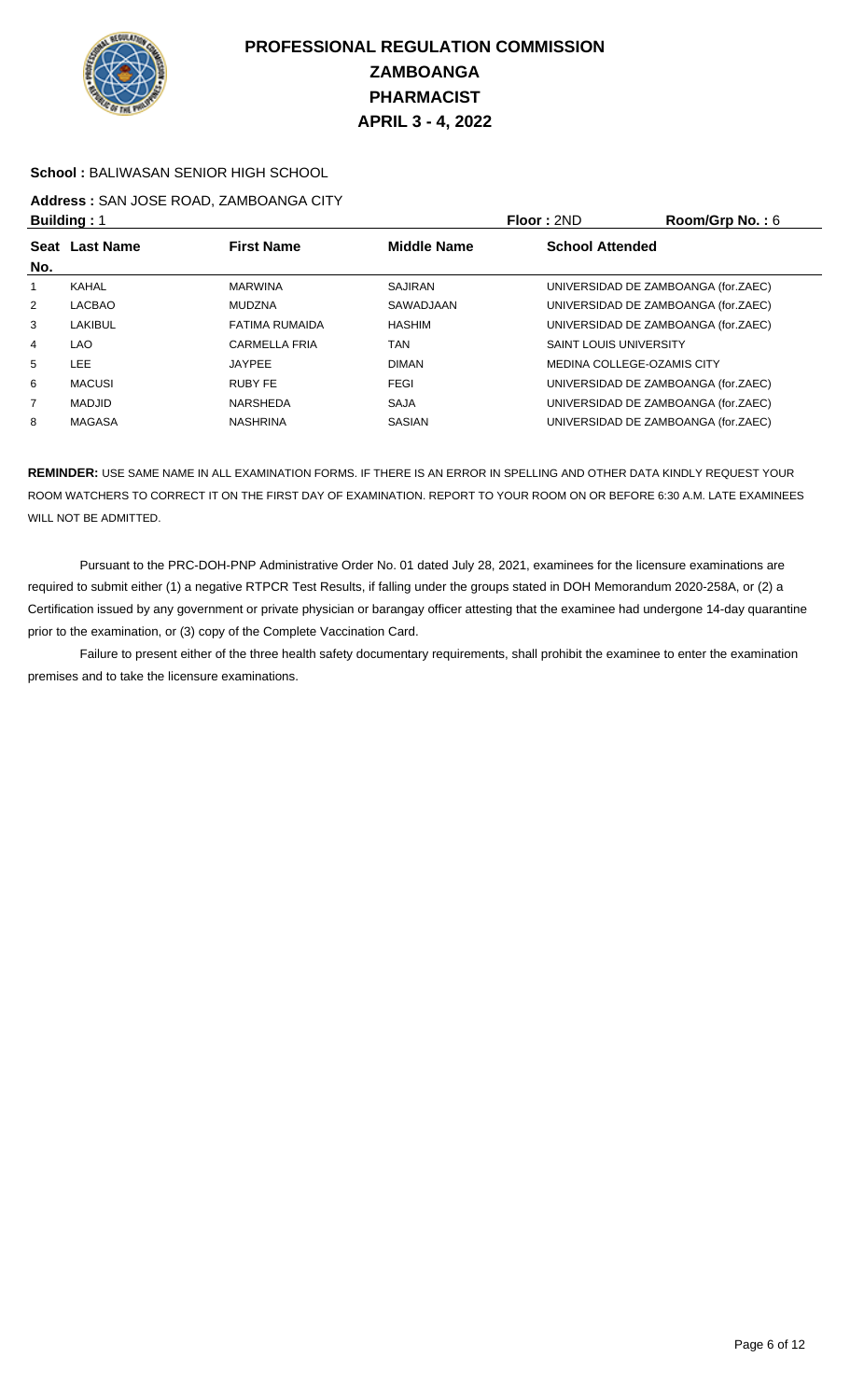# PROFESSIONAL REGULATION COMMISSION
## ZAMBOANGA
## PHARMACIST
## APRIL 3 - 4, 2022

**School :** BALIWASAN SENIOR HIGH SCHOOL

**Address :** SAN JOSE ROAD, ZAMBOANGA CITY

**Building :** 1 **Floor :** 2ND **Room/Grp No. :** 6

| Seat No. | Last Name | First Name | Middle Name | School Attended |
|---|---|---|---|---|
| 1 | KAHAL | MARWINA | SAJIRAN | UNIVERSIDAD DE ZAMBOANGA (for.ZAEC) |
| 2 | LACBAO | MUDZNA | SAWADJAAN | UNIVERSIDAD DE ZAMBOANGA (for.ZAEC) |
| 3 | LAKIBUL | FATIMA RUMAIDA | HASHIM | UNIVERSIDAD DE ZAMBOANGA (for.ZAEC) |
| 4 | LAO | CARMELLA FRIA | TAN | SAINT LOUIS UNIVERSITY |
| 5 | LEE | JAYPEE | DIMAN | MEDINA COLLEGE-OZAMIS CITY |
| 6 | MACUSI | RUBY FE | FEGI | UNIVERSIDAD DE ZAMBOANGA (for.ZAEC) |
| 7 | MADJID | NARSHEDA | SAJA | UNIVERSIDAD DE ZAMBOANGA (for.ZAEC) |
| 8 | MAGASA | NASHRINA | SASIAN | UNIVERSIDAD DE ZAMBOANGA (for.ZAEC) |

**REMINDER:** USE SAME NAME IN ALL EXAMINATION FORMS. IF THERE IS AN ERROR IN SPELLING AND OTHER DATA KINDLY REQUEST YOUR ROOM WATCHERS TO CORRECT IT ON THE FIRST DAY OF EXAMINATION. REPORT TO YOUR ROOM ON OR BEFORE 6:30 A.M. LATE EXAMINEES WILL NOT BE ADMITTED.

Pursuant to the PRC-DOH-PNP Administrative Order No. 01 dated July 28, 2021, examinees for the licensure examinations are required to submit either (1) a negative RTPCR Test Results, if falling under the groups stated in DOH Memorandum 2020-258A, or (2) a Certification issued by any government or private physician or barangay officer attesting that the examinee had undergone 14-day quarantine prior to the examination, or (3) copy of the Complete Vaccination Card.

Failure to present either of the three health safety documentary requirements, shall prohibit the examinee to enter the examination premises and to take the licensure examinations.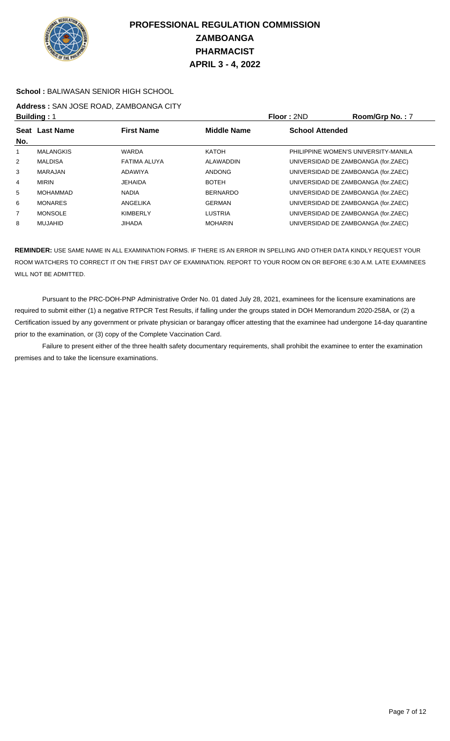# PROFESSIONAL REGULATION COMMISSION
# ZAMBOANGA
# PHARMACIST
# APRIL 3 - 4, 2022

**School :** BALIWASAN SENIOR HIGH SCHOOL

**Address :** SAN JOSE ROAD, ZAMBOANGA CITY

**Building :** 1 **Floor :** 2ND **Room/Grp No. :** 7

| Seat No. | Last Name | First Name | Middle Name | School Attended |
|---|---|---|---|---|
| 1 | MALANGKIS | WARDA | KATOH | PHILIPPINE WOMEN'S UNIVERSITY-MANILA |
| 2 | MALDISA | FATIMA ALUYA | ALAWADDIN | UNIVERSIDAD DE ZAMBOANGA (for.ZAEC) |
| 3 | MARAJAN | ADAWIYA | ANDONG | UNIVERSIDAD DE ZAMBOANGA (for.ZAEC) |
| 4 | MIRIN | JEHAIDA | BOTEH | UNIVERSIDAD DE ZAMBOANGA (for.ZAEC) |
| 5 | MOHAMMAD | NADIA | BERNARDO | UNIVERSIDAD DE ZAMBOANGA (for.ZAEC) |
| 6 | MONARES | ANGELIKA | GERMAN | UNIVERSIDAD DE ZAMBOANGA (for.ZAEC) |
| 7 | MONSOLE | KIMBERLY | LUSTRIA | UNIVERSIDAD DE ZAMBOANGA (for.ZAEC) |
| 8 | MUJAHID | JIHADA | MOHARIN | UNIVERSIDAD DE ZAMBOANGA (for.ZAEC) |

**REMINDER:** USE SAME NAME IN ALL EXAMINATION FORMS. IF THERE IS AN ERROR IN SPELLING AND OTHER DATA KINDLY REQUEST YOUR ROOM WATCHERS TO CORRECT IT ON THE FIRST DAY OF EXAMINATION. REPORT TO YOUR ROOM ON OR BEFORE 6:30 A.M. LATE EXAMINEES WILL NOT BE ADMITTED.

Pursuant to the PRC-DOH-PNP Administrative Order No. 01 dated July 28, 2021, examinees for the licensure examinations are required to submit either (1) a negative RTPCR Test Results, if falling under the groups stated in DOH Memorandum 2020-258A, or (2) a Certification issued by any government or private physician or barangay officer attesting that the examinee had undergone 14-day quarantine prior to the examination, or (3) copy of the Complete Vaccination Card.

Failure to present either of the three health safety documentary requirements, shall prohibit the examinee to enter the examination premises and to take the licensure examinations.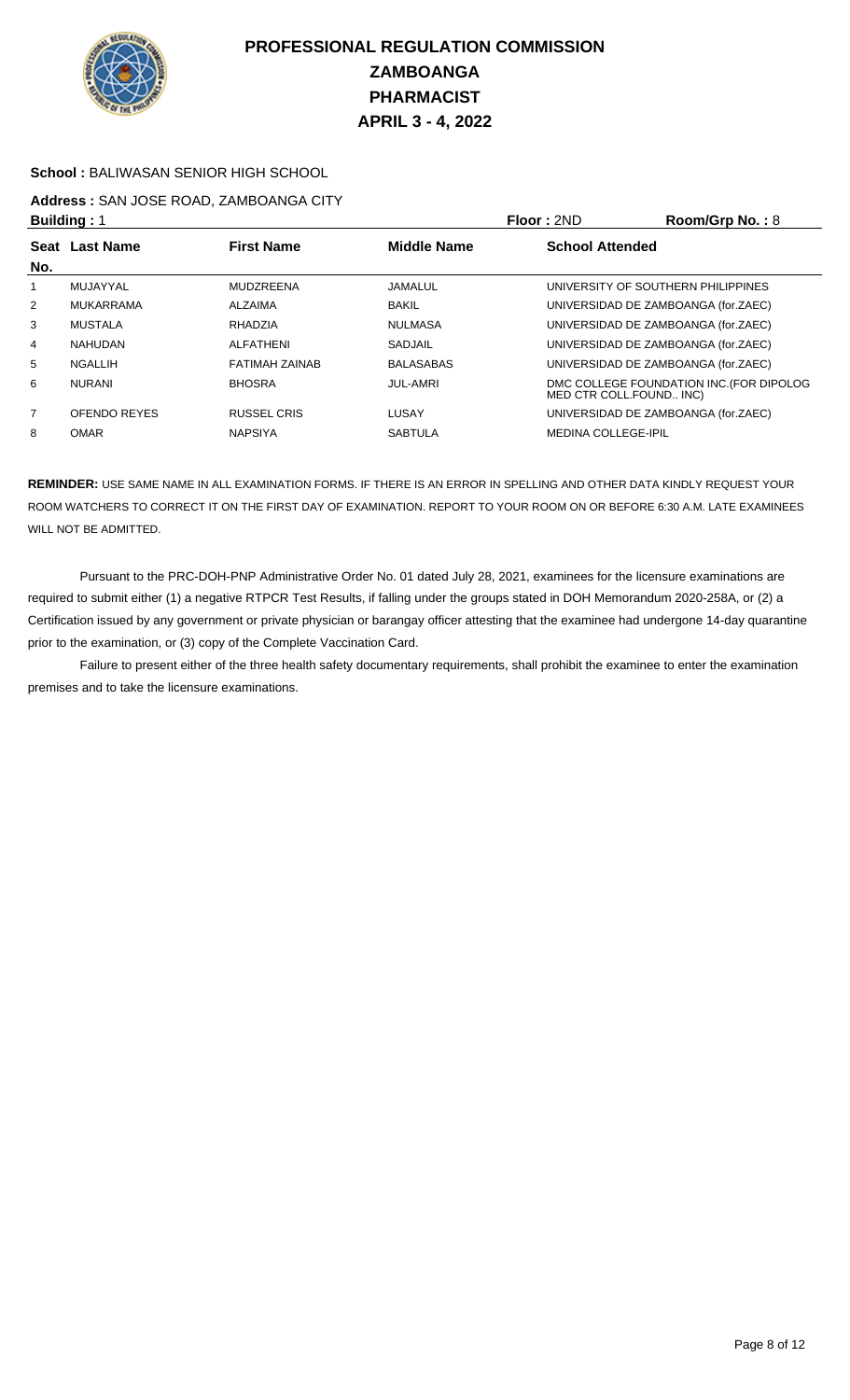# PROFESSIONAL REGULATION COMMISSION
## ZAMBOANGA
## PHARMACIST
## APRIL 3 - 4, 2022

**School :** BALIWASAN SENIOR HIGH SCHOOL

**Address :** SAN JOSE ROAD, ZAMBOANGA CITY

**Building :** 1 **Floor :** 2ND **Room/Grp No. :** 8

| Seat No. | Last Name | First Name | Middle Name | School Attended |
|---|---|---|---|---|
| 1 | MUJAYYAL | MUDZREENA | JAMALUL | UNIVERSITY OF SOUTHERN PHILIPPINES |
| 2 | MUKARRAMA | ALZAIMA | BAKIL | UNIVERSIDAD DE ZAMBOANGA (for.ZAEC) |
| 3 | MUSTALA | RHADZIA | NULMASA | UNIVERSIDAD DE ZAMBOANGA (for.ZAEC) |
| 4 | NAHUDAN | ALFATHENI | SADJAIL | UNIVERSIDAD DE ZAMBOANGA (for.ZAEC) |
| 5 | NGALLIH | FATIMAH ZAINAB | BALASABAS | UNIVERSIDAD DE ZAMBOANGA (for.ZAEC) |
| 6 | NURANI | BHOSRA | JUL-AMRI | DMC COLLEGE FOUNDATION INC.(FOR DIPOLOG MED CTR COLL.FOUND.. INC) |
| 7 | OFENDO REYES | RUSSEL CRIS | LUSAY | UNIVERSIDAD DE ZAMBOANGA (for.ZAEC) |
| 8 | OMAR | NAPSIYA | SABTULA | MEDINA COLLEGE-IPIL |

**REMINDER:** USE SAME NAME IN ALL EXAMINATION FORMS. IF THERE IS AN ERROR IN SPELLING AND OTHER DATA KINDLY REQUEST YOUR ROOM WATCHERS TO CORRECT IT ON THE FIRST DAY OF EXAMINATION. REPORT TO YOUR ROOM ON OR BEFORE 6:30 A.M. LATE EXAMINEES WILL NOT BE ADMITTED.

Pursuant to the PRC-DOH-PNP Administrative Order No. 01 dated July 28, 2021, examinees for the licensure examinations are required to submit either (1) a negative RTPCR Test Results, if falling under the groups stated in DOH Memorandum 2020-258A, or (2) a Certification issued by any government or private physician or barangay officer attesting that the examinee had undergone 14-day quarantine prior to the examination, or (3) copy of the Complete Vaccination Card.

Failure to present either of the three health safety documentary requirements, shall prohibit the examinee to enter the examination premises and to take the licensure examinations.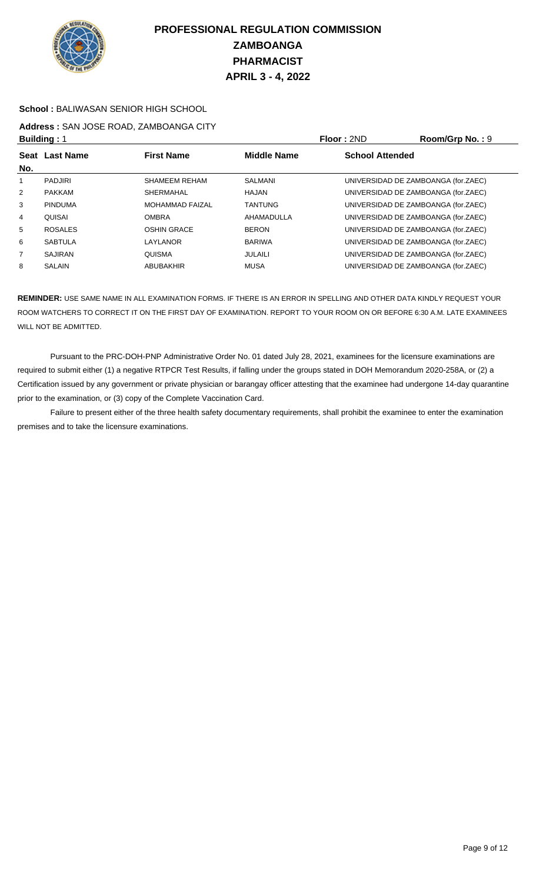# PROFESSIONAL REGULATION COMMISSION
## ZAMBOANGA
## PHARMACIST
## APRIL 3 - 4, 2022

**School :** BALIWASAN SENIOR HIGH SCHOOL

**Address :** SAN JOSE ROAD, ZAMBOANGA CITY

**Building :** 1 **Floor :** 2ND **Room/Grp No. :** 9

| Seat No. | Last Name | First Name | Middle Name | School Attended |
|---|---|---|---|---|
| 1 | PADJIRI | SHAMEEM REHAM | SALMANI | UNIVERSIDAD DE ZAMBOANGA (for.ZAEC) |
| 2 | PAKKAM | SHERMAHAL | HAJAN | UNIVERSIDAD DE ZAMBOANGA (for.ZAEC) |
| 3 | PINDUMA | MOHAMMAD FAIZAL | TANTUNG | UNIVERSIDAD DE ZAMBOANGA (for.ZAEC) |
| 4 | QUISAI | OMBRA | AHAMADULLA | UNIVERSIDAD DE ZAMBOANGA (for.ZAEC) |
| 5 | ROSALES | OSHIN GRACE | BERON | UNIVERSIDAD DE ZAMBOANGA (for.ZAEC) |
| 6 | SABTULA | LAYLANOR | BARIWA | UNIVERSIDAD DE ZAMBOANGA (for.ZAEC) |
| 7 | SAJIRAN | QUISMA | JULAILI | UNIVERSIDAD DE ZAMBOANGA (for.ZAEC) |
| 8 | SALAIN | ABUBAKHIR | MUSA | UNIVERSIDAD DE ZAMBOANGA (for.ZAEC) |

**REMINDER:** USE SAME NAME IN ALL EXAMINATION FORMS. IF THERE IS AN ERROR IN SPELLING AND OTHER DATA KINDLY REQUEST YOUR ROOM WATCHERS TO CORRECT IT ON THE FIRST DAY OF EXAMINATION. REPORT TO YOUR ROOM ON OR BEFORE 6:30 A.M. LATE EXAMINEES WILL NOT BE ADMITTED.

Pursuant to the PRC-DOH-PNP Administrative Order No. 01 dated July 28, 2021, examinees for the licensure examinations are required to submit either (1) a negative RTPCR Test Results, if falling under the groups stated in DOH Memorandum 2020-258A, or (2) a Certification issued by any government or private physician or barangay officer attesting that the examinee had undergone 14-day quarantine prior to the examination, or (3) copy of the Complete Vaccination Card.

Failure to present either of the three health safety documentary requirements, shall prohibit the examinee to enter the examination premises and to take the licensure examinations.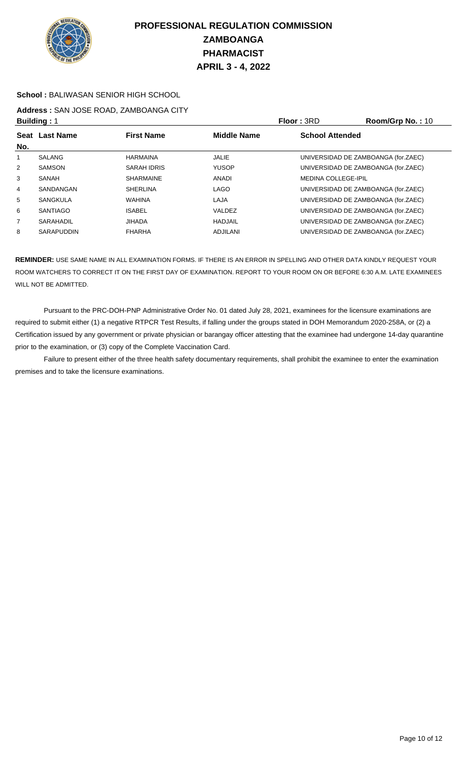# PROFESSIONAL REGULATION COMMISSION
## ZAMBOANGA
## PHARMACIST
## APRIL 3 - 4, 2022

**School :** BALIWASAN SENIOR HIGH SCHOOL

**Address :** SAN JOSE ROAD, ZAMBOANGA CITY

**Building :** 1 **Floor :** 3RD **Room/Grp No. :** 10

| Seat No. | Last Name | First Name | Middle Name | School Attended |
|---|---|---|---|---|
| 1 | SALANG | HARMAINA | JALIE | UNIVERSIDAD DE ZAMBOANGA (for.ZAEC) |
| 2 | SAMSON | SARAH IDRIS | YUSOP | UNIVERSIDAD DE ZAMBOANGA (for.ZAEC) |
| 3 | SANAH | SHARMAINE | ANADI | MEDINA COLLEGE-IPIL |
| 4 | SANDANGAN | SHERLINA | LAGO | UNIVERSIDAD DE ZAMBOANGA (for.ZAEC) |
| 5 | SANGKULA | WAHINA | LAJA | UNIVERSIDAD DE ZAMBOANGA (for.ZAEC) |
| 6 | SANTIAGO | ISABEL | VALDEZ | UNIVERSIDAD DE ZAMBOANGA (for.ZAEC) |
| 7 | SARAHADIL | JIHADA | HADJAIL | UNIVERSIDAD DE ZAMBOANGA (for.ZAEC) |
| 8 | SARAPUDDIN | FHARHA | ADJILANI | UNIVERSIDAD DE ZAMBOANGA (for.ZAEC) |

**REMINDER:** USE SAME NAME IN ALL EXAMINATION FORMS. IF THERE IS AN ERROR IN SPELLING AND OTHER DATA KINDLY REQUEST YOUR ROOM WATCHERS TO CORRECT IT ON THE FIRST DAY OF EXAMINATION. REPORT TO YOUR ROOM ON OR BEFORE 6:30 A.M. LATE EXAMINEES WILL NOT BE ADMITTED.

Pursuant to the PRC-DOH-PNP Administrative Order No. 01 dated July 28, 2021, examinees for the licensure examinations are required to submit either (1) a negative RTPCR Test Results, if falling under the groups stated in DOH Memorandum 2020-258A, or (2) a Certification issued by any government or private physician or barangay officer attesting that the examinee had undergone 14-day quarantine prior to the examination, or (3) copy of the Complete Vaccination Card.

Failure to present either of the three health safety documentary requirements, shall prohibit the examinee to enter the examination premises and to take the licensure examinations.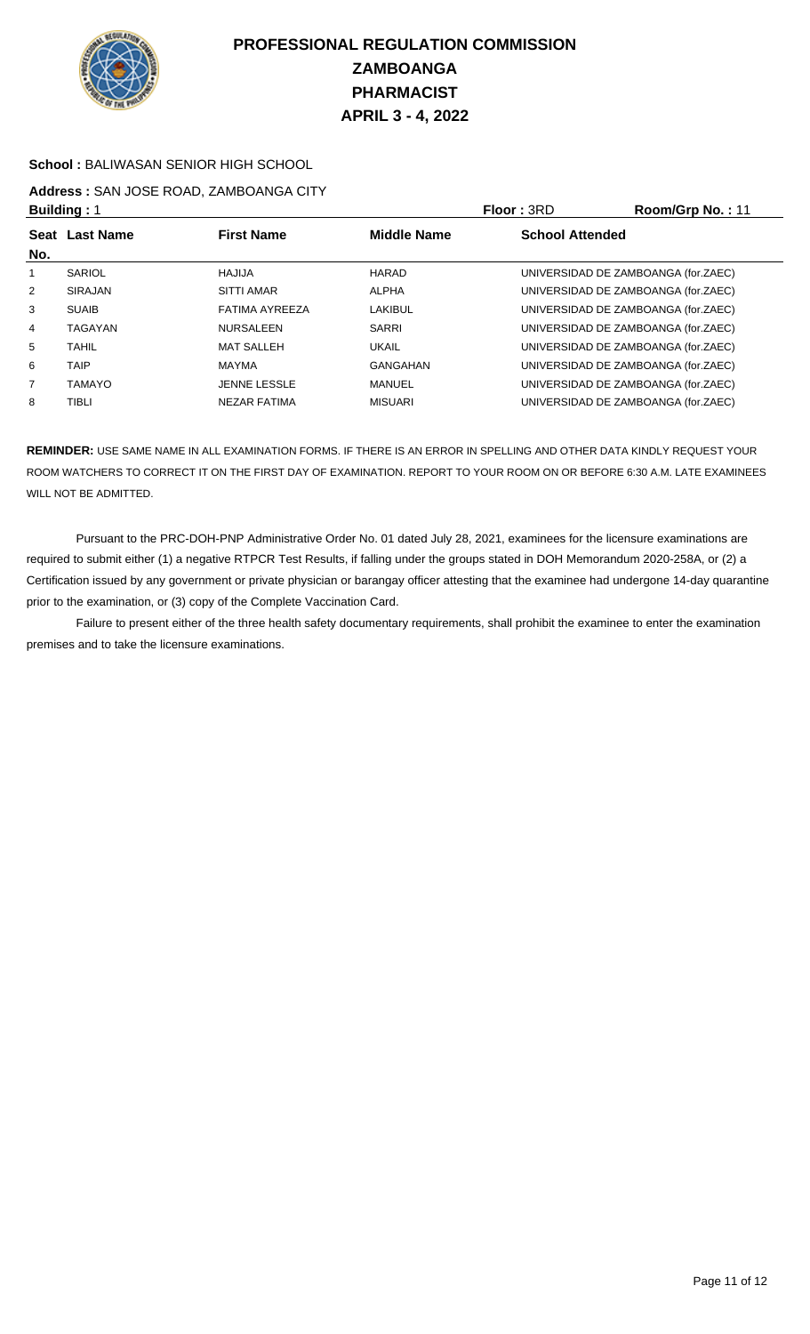# PROFESSIONAL REGULATION COMMISSION
# ZAMBOANGA
# PHARMACIST
# APRIL 3 - 4, 2022

**School :** BALIWASAN SENIOR HIGH SCHOOL

**Address :** SAN JOSE ROAD, ZAMBOANGA CITY

**Building :** 1 **Floor :** 3RD **Room/Grp No. :** 11

| Seat No. | Last Name | First Name | Middle Name | School Attended |
|---|---|---|---|---|
| 1 | SARIOL | HAJIJA | HARAD | UNIVERSIDAD DE ZAMBOANGA (for.ZAEC) |
| 2 | SIRAJAN | SITTI AMAR | ALPHA | UNIVERSIDAD DE ZAMBOANGA (for.ZAEC) |
| 3 | SUAIB | FATIMA AYREEZA | LAKIBUL | UNIVERSIDAD DE ZAMBOANGA (for.ZAEC) |
| 4 | TAGAYAN | NURSALEEN | SARRI | UNIVERSIDAD DE ZAMBOANGA (for.ZAEC) |
| 5 | TAHIL | MAT SALLEH | UKAIL | UNIVERSIDAD DE ZAMBOANGA (for.ZAEC) |
| 6 | TAIP | MAYMA | GANGAHAN | UNIVERSIDAD DE ZAMBOANGA (for.ZAEC) |
| 7 | TAMAYO | JENNE LESSLE | MANUEL | UNIVERSIDAD DE ZAMBOANGA (for.ZAEC) |
| 8 | TIBLI | NEZAR FATIMA | MISUARI | UNIVERSIDAD DE ZAMBOANGA (for.ZAEC) |

**REMINDER:** USE SAME NAME IN ALL EXAMINATION FORMS. IF THERE IS AN ERROR IN SPELLING AND OTHER DATA KINDLY REQUEST YOUR ROOM WATCHERS TO CORRECT IT ON THE FIRST DAY OF EXAMINATION. REPORT TO YOUR ROOM ON OR BEFORE 6:30 A.M. LATE EXAMINEES WILL NOT BE ADMITTED.

Pursuant to the PRC-DOH-PNP Administrative Order No. 01 dated July 28, 2021, examinees for the licensure examinations are required to submit either (1) a negative RTPCR Test Results, if falling under the groups stated in DOH Memorandum 2020-258A, or (2) a Certification issued by any government or private physician or barangay officer attesting that the examinee had undergone 14-day quarantine prior to the examination, or (3) copy of the Complete Vaccination Card.

Failure to present either of the three health safety documentary requirements, shall prohibit the examinee to enter the examination premises and to take the licensure examinations.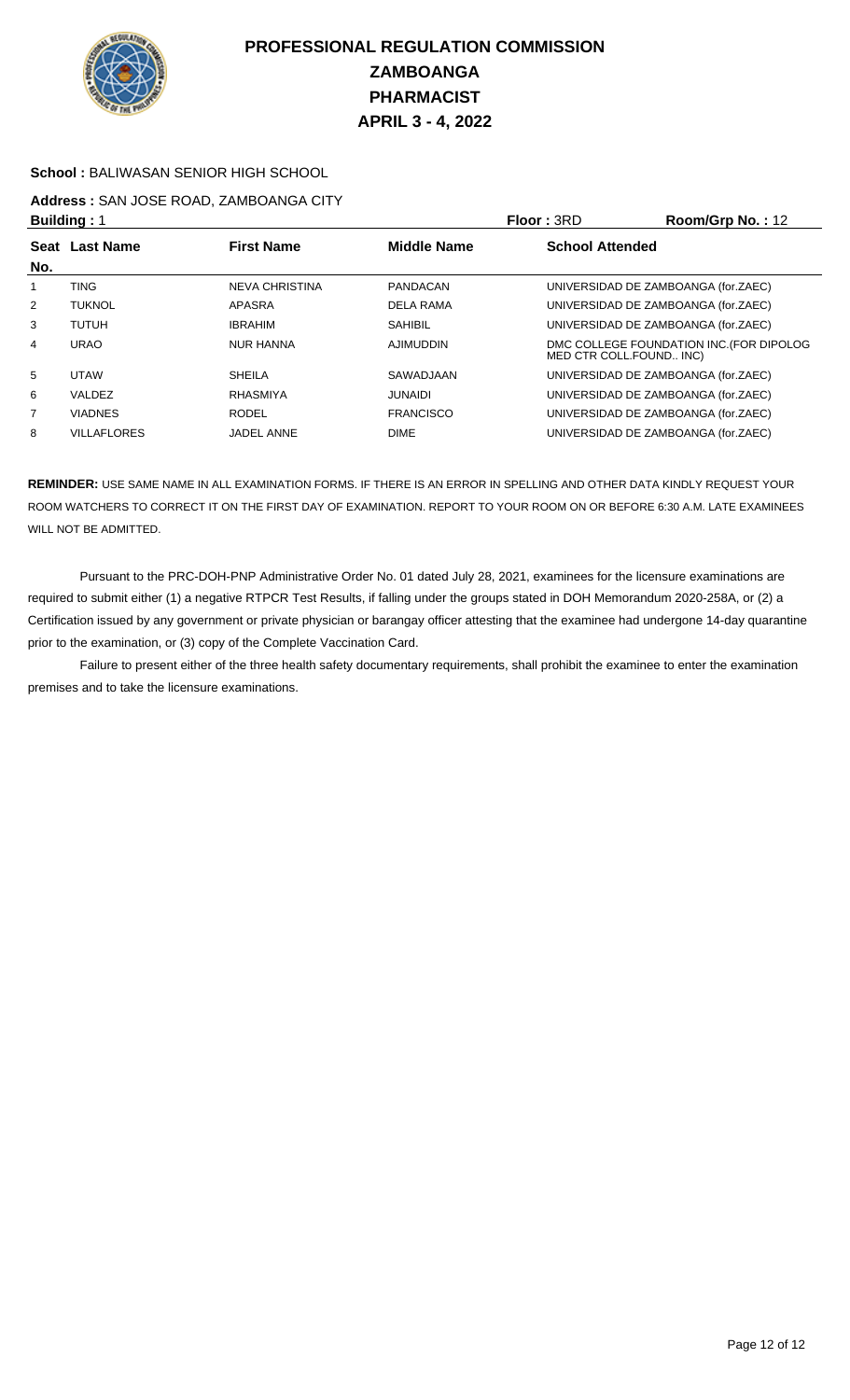# PROFESSIONAL REGULATION COMMISSION
## ZAMBOANGA
## PHARMACIST
## APRIL 3 - 4, 2022

**School :** BALIWASAN SENIOR HIGH SCHOOL

**Address :** SAN JOSE ROAD, ZAMBOANGA CITY

**Building :** 1 **Floor :** 3RD **Room/Grp No. :** 12

| Seat No. | Last Name | First Name | Middle Name | School Attended |
|---|---|---|---|---|
| 1 | TING | NEVA CHRISTINA | PANDACAN | UNIVERSIDAD DE ZAMBOANGA (for.ZAEC) |
| 2 | TUKNOL | APASRA | DELA RAMA | UNIVERSIDAD DE ZAMBOANGA (for.ZAEC) |
| 3 | TUTUH | IBRAHIM | SAHIBIL | UNIVERSIDAD DE ZAMBOANGA (for.ZAEC) |
| 4 | URAO | NUR HANNA | AJIMUDDIN | DMC COLLEGE FOUNDATION INC.(FOR DIPOLOG MED CTR COLL.FOUND.. INC) |
| 5 | UTAW | SHEILA | SAWADJAAN | UNIVERSIDAD DE ZAMBOANGA (for.ZAEC) |
| 6 | VALDEZ | RHASMIYA | JUNAIDI | UNIVERSIDAD DE ZAMBOANGA (for.ZAEC) |
| 7 | VIADNES | RODEL | FRANCISCO | UNIVERSIDAD DE ZAMBOANGA (for.ZAEC) |
| 8 | VILLAFLORES | JADEL ANNE | DIME | UNIVERSIDAD DE ZAMBOANGA (for.ZAEC) |

**REMINDER:** USE SAME NAME IN ALL EXAMINATION FORMS. IF THERE IS AN ERROR IN SPELLING AND OTHER DATA KINDLY REQUEST YOUR ROOM WATCHERS TO CORRECT IT ON THE FIRST DAY OF EXAMINATION. REPORT TO YOUR ROOM ON OR BEFORE 6:30 A.M. LATE EXAMINEES WILL NOT BE ADMITTED.

Pursuant to the PRC-DOH-PNP Administrative Order No. 01 dated July 28, 2021, examinees for the licensure examinations are required to submit either (1) a negative RTPCR Test Results, if falling under the groups stated in DOH Memorandum 2020-258A, or (2) a Certification issued by any government or private physician or barangay officer attesting that the examinee had undergone 14-day quarantine prior to the examination, or (3) copy of the Complete Vaccination Card.

Failure to present either of the three health safety documentary requirements, shall prohibit the examinee to enter the examination premises and to take the licensure examinations.